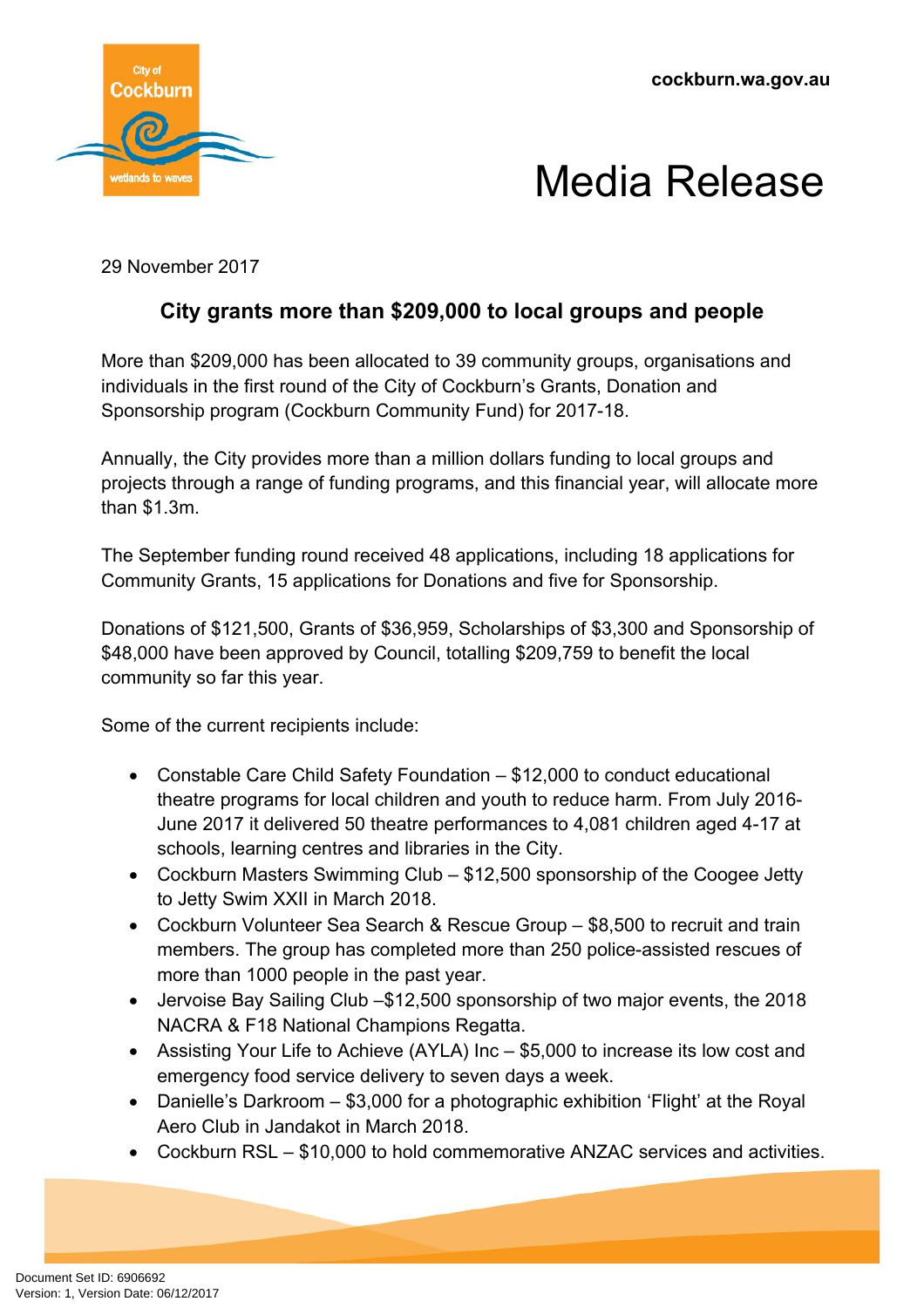cockburn.wa.gov.au

# Media Release

29 November 2017

## City grants more than $209,000 to local groups and people

More than $209,000 has been allocated to 39 community groups, organisations and individuals in the first round of the City of Cockburn's Grants, Donation and Sponsorship program (Cockburn Community Fund) for 2017-18.

Annually, the City provides more than a million dollars funding to local groups and projects through a range of funding programs, and this financial year, will allocate more than $1.3m.

The September funding round received 48 applications, including 18 applications for Community Grants, 15 applications for Donations and five for Sponsorship.

Donations of $121,500, Grants of $36,959, Scholarships of $3,300 and Sponsorship of $48,000 have been approved by Council, totalling $209,759 to benefit the local community so far this year.

Some of the current recipients include:

- Constable Care Child Safety Foundation – $12,000 to conduct educational theatre programs for local children and youth to reduce harm. From July 2016-June 2017 it delivered 50 theatre performances to 4,081 children aged 4-17 at schools, learning centres and libraries in the City.
- Cockburn Masters Swimming Club – $12,500 sponsorship of the Coogee Jetty to Jetty Swim XXII in March 2018.
- Cockburn Volunteer Sea Search & Rescue Group – $8,500 to recruit and train members. The group has completed more than 250 police-assisted rescues of more than 1000 people in the past year.
- Jervoise Bay Sailing Club –$12,500 sponsorship of two major events, the 2018 NACRA & F18 National Champions Regatta.
- Assisting Your Life to Achieve (AYLA) Inc – $5,000 to increase its low cost and emergency food service delivery to seven days a week.
- Danielle's Darkroom – $3,000 for a photographic exhibition 'Flight' at the Royal Aero Club in Jandakot in March 2018.
- Cockburn RSL – $10,000 to hold commemorative ANZAC services and activities.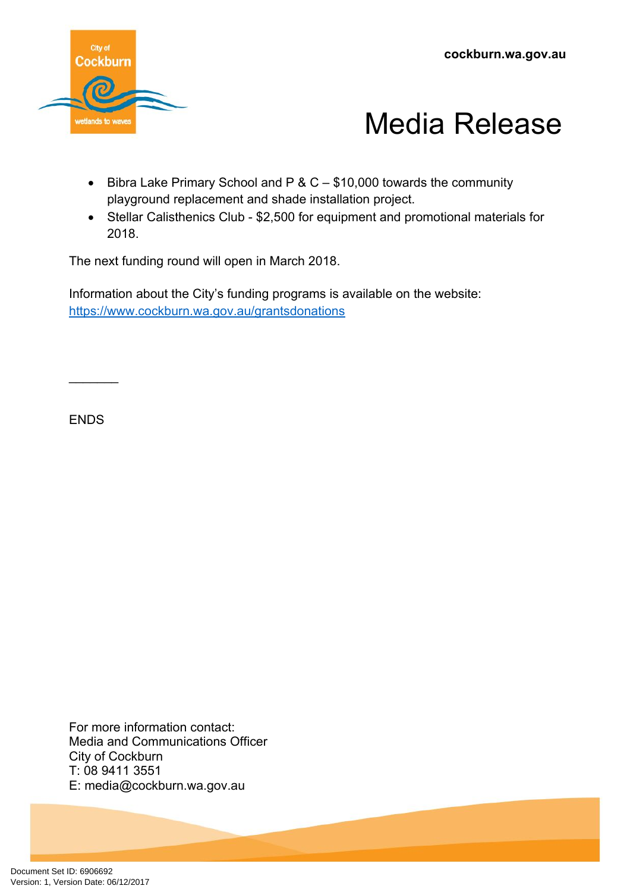- Bibra Lake Primary School and P & C – $10,000 towards the community playground replacement and shade installation project.
- Stellar Calisthenics Club - $2,500 for equipment and promotional materials for 2018.

The next funding round will open in March 2018.

Information about the City's funding programs is available on the website: https://www.cockburn.wa.gov.au/grantsdonations

_______

ENDS

For more information contact:
Media and Communications Officer
City of Cockburn
T: 08 9411 3551
E: media@cockburn.wa.gov.au